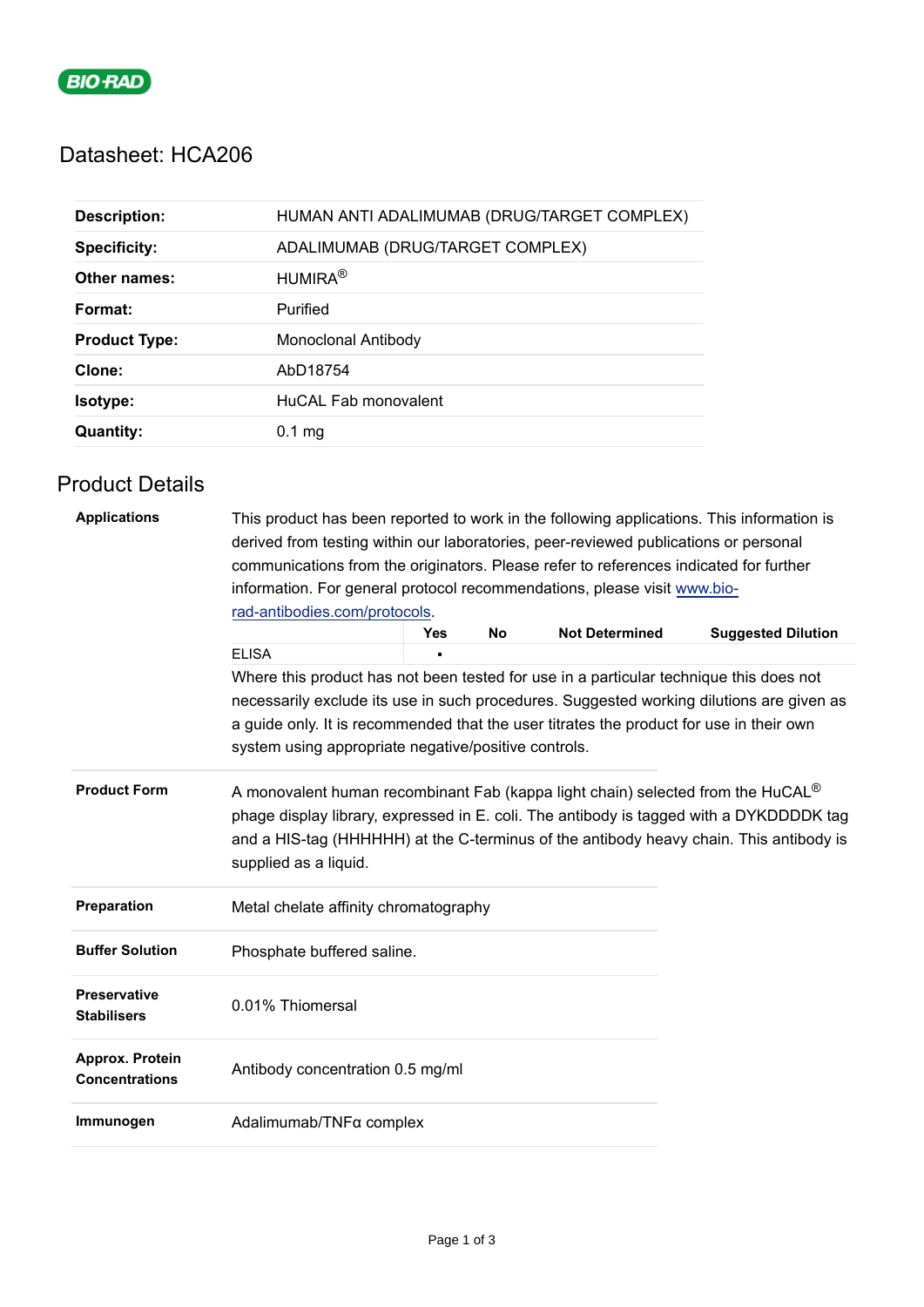BIO-RAD

# Datasheet: HCA206

| | |
|---|---|
| **Description:** | HUMAN ANTI ADALIMUMAB (DRUG/TARGET COMPLEX) |
| **Specificity:** | ADALIMUMAB (DRUG/TARGET COMPLEX) |
| **Other names:** | HUMIRA® |
| **Format:** | Purified |
| **Product Type:** | Monoclonal Antibody |
| **Clone:** | AbD18754 |
| **Isotype:** | HuCAL Fab monovalent |
| **Quantity:** | 0.1 mg |

## Product Details

**Applications**

This product has been reported to work in the following applications. This information is derived from testing within our laboratories, peer-reviewed publications or personal communications from the originators. Please refer to references indicated for further information. For general protocol recommendations, please visit www.bio-rad-antibodies.com/protocols.

| | Yes | No | Not Determined | Suggested Dilution |
|---|---|---|---|---|
| ELISA | ▪ | | | |

Where this product has not been tested for use in a particular technique this does not necessarily exclude its use in such procedures. Suggested working dilutions are given as a guide only. It is recommended that the user titrates the product for use in their own system using appropriate negative/positive controls.

**Product Form**

A monovalent human recombinant Fab (kappa light chain) selected from the HuCAL® phage display library, expressed in E. coli. The antibody is tagged with a DYKDDDDK tag and a HIS-tag (HHHHHH) at the C-terminus of the antibody heavy chain. This antibody is supplied as a liquid.

**Preparation**

Metal chelate affinity chromatography

**Buffer Solution**

Phosphate buffered saline.

**Preservative Stabilisers**

0.01% Thiomersal

**Approx. Protein Concentrations**

Antibody concentration 0.5 mg/ml

**Immunogen**

Adalimumab/TNFα complex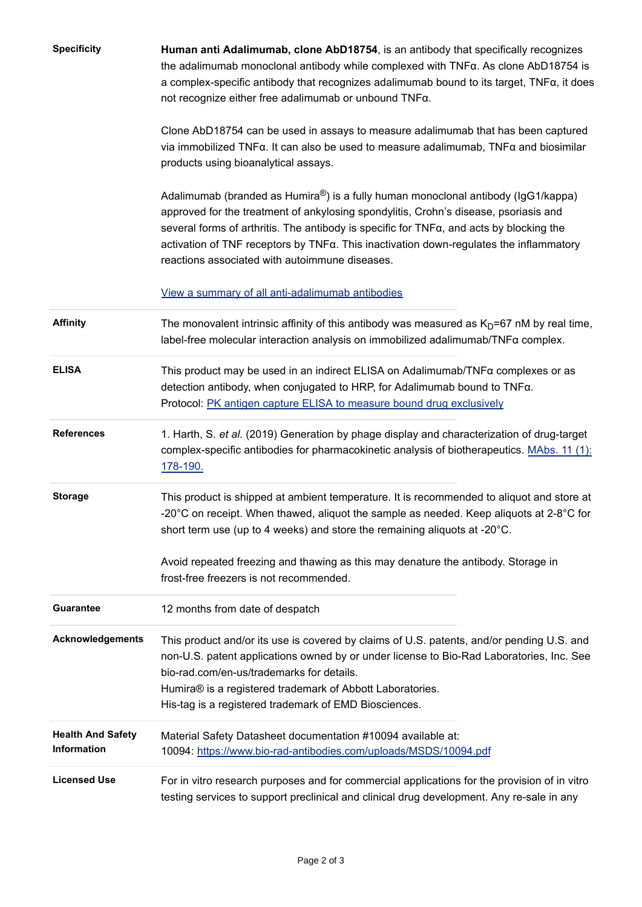| | |
|---|---|
| **Specificity** | **Human anti Adalimumab, clone AbD18754**, is an antibody that specifically recognizes the adalimumab monoclonal antibody while complexed with TNFα. As clone AbD18754 is a complex-specific antibody that recognizes adalimumab bound to its target, TNFα, it does not recognize either free adalimumab or unbound TNFα.<br><br>Clone AbD18754 can be used in assays to measure adalimumab that has been captured via immobilized TNFα. It can also be used to measure adalimumab, TNFα and biosimilar products using bioanalytical assays.<br><br>Adalimumab (branded as Humira®) is a fully human monoclonal antibody (IgG1/kappa) approved for the treatment of ankylosing spondylitis, Crohn's disease, psoriasis and several forms of arthritis. The antibody is specific for TNFα, and acts by blocking the activation of TNF receptors by TNFα. This inactivation down-regulates the inflammatory reactions associated with autoimmune diseases.<br><br>View a summary of all anti-adalimumab antibodies |
| **Affinity** | The monovalent intrinsic affinity of this antibody was measured as $K_D$=67 nM by real time, label-free molecular interaction analysis on immobilized adalimumab/TNFα complex. |
| **ELISA** | This product may be used in an indirect ELISA on Adalimumab/TNFα complexes or as detection antibody, when conjugated to HRP, for Adalimumab bound to TNFα.<br>Protocol: PK antigen capture ELISA to measure bound drug exclusively |
| **References** | 1. Harth, S. *et al.* (2019) Generation by phage display and characterization of drug-target complex-specific antibodies for pharmacokinetic analysis of biotherapeutics. MAbs. 11 (1): 178-190. |
| **Storage** | This product is shipped at ambient temperature. It is recommended to aliquot and store at -20°C on receipt. When thawed, aliquot the sample as needed. Keep aliquots at 2-8°C for short term use (up to 4 weeks) and store the remaining aliquots at -20°C.<br><br>Avoid repeated freezing and thawing as this may denature the antibody. Storage in frost-free freezers is not recommended. |
| **Guarantee** | 12 months from date of despatch |
| **Acknowledgements** | This product and/or its use is covered by claims of U.S. patents, and/or pending U.S. and non-U.S. patent applications owned by or under license to Bio-Rad Laboratories, Inc. See bio-rad.com/en-us/trademarks for details.<br>Humira® is a registered trademark of Abbott Laboratories.<br>His-tag is a registered trademark of EMD Biosciences. |
| **Health And Safety Information** | Material Safety Datasheet documentation #10094 available at:<br>10094: https://www.bio-rad-antibodies.com/uploads/MSDS/10094.pdf |
| **Licensed Use** | For in vitro research purposes and for commercial applications for the provision of in vitro testing services to support preclinical and clinical drug development. Any re-sale in any |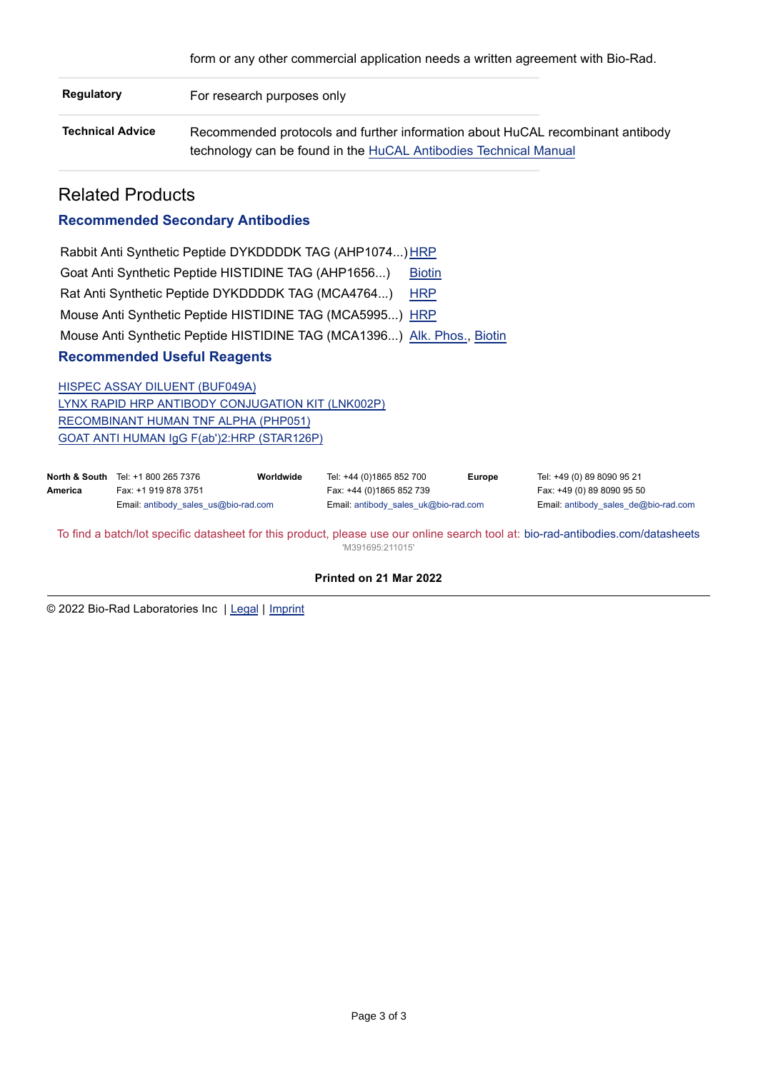| | |
|---|---|
| | form or any other commercial application needs a written agreement with Bio-Rad. |
| **Regulatory** | For research purposes only |
| **Technical Advice** | Recommended protocols and further information about HuCAL recombinant antibody technology can be found in the HuCAL Antibodies Technical Manual |

## Related Products

### Recommended Secondary Antibodies

| | |
|---|---|
| Rabbit Anti Synthetic Peptide DYKDDDDK TAG (AHP1074...) | HRP |
| Goat Anti Synthetic Peptide HISTIDINE TAG (AHP1656...) | Biotin |
| Rat Anti Synthetic Peptide DYKDDDDK TAG (MCA4764...) | HRP |
| Mouse Anti Synthetic Peptide HISTIDINE TAG (MCA5995...) | HRP |
| Mouse Anti Synthetic Peptide HISTIDINE TAG (MCA1396...) | Alk. Phos., Biotin |

### Recommended Useful Reagents

HISPEC ASSAY DILUENT (BUF049A)
LYNX RAPID HRP ANTIBODY CONJUGATION KIT (LNK002P)
RECOMBINANT HUMAN TNF ALPHA (PHP051)
GOAT ANTI HUMAN IgG F(ab')2:HRP (STAR126P)

| | | | | | |
|---|---|---|---|---|---|
| **North & South America** | Tel: +1 800 265 7376<br>Fax: +1 919 878 3751<br>Email: antibody_sales_us@bio-rad.com | **Worldwide** | Tel: +44 (0)1865 852 700<br>Fax: +44 (0)1865 852 739<br>Email: antibody_sales_uk@bio-rad.com | **Europe** | Tel: +49 (0) 89 8090 95 21<br>Fax: +49 (0) 89 8090 95 50<br>Email: antibody_sales_de@bio-rad.com |

To find a batch/lot specific datasheet for this product, please use our online search tool at: bio-rad-antibodies.com/datasheets

'M391695:211015'

**Printed on 21 Mar 2022**

© 2022 Bio-Rad Laboratories Inc | Legal | Imprint